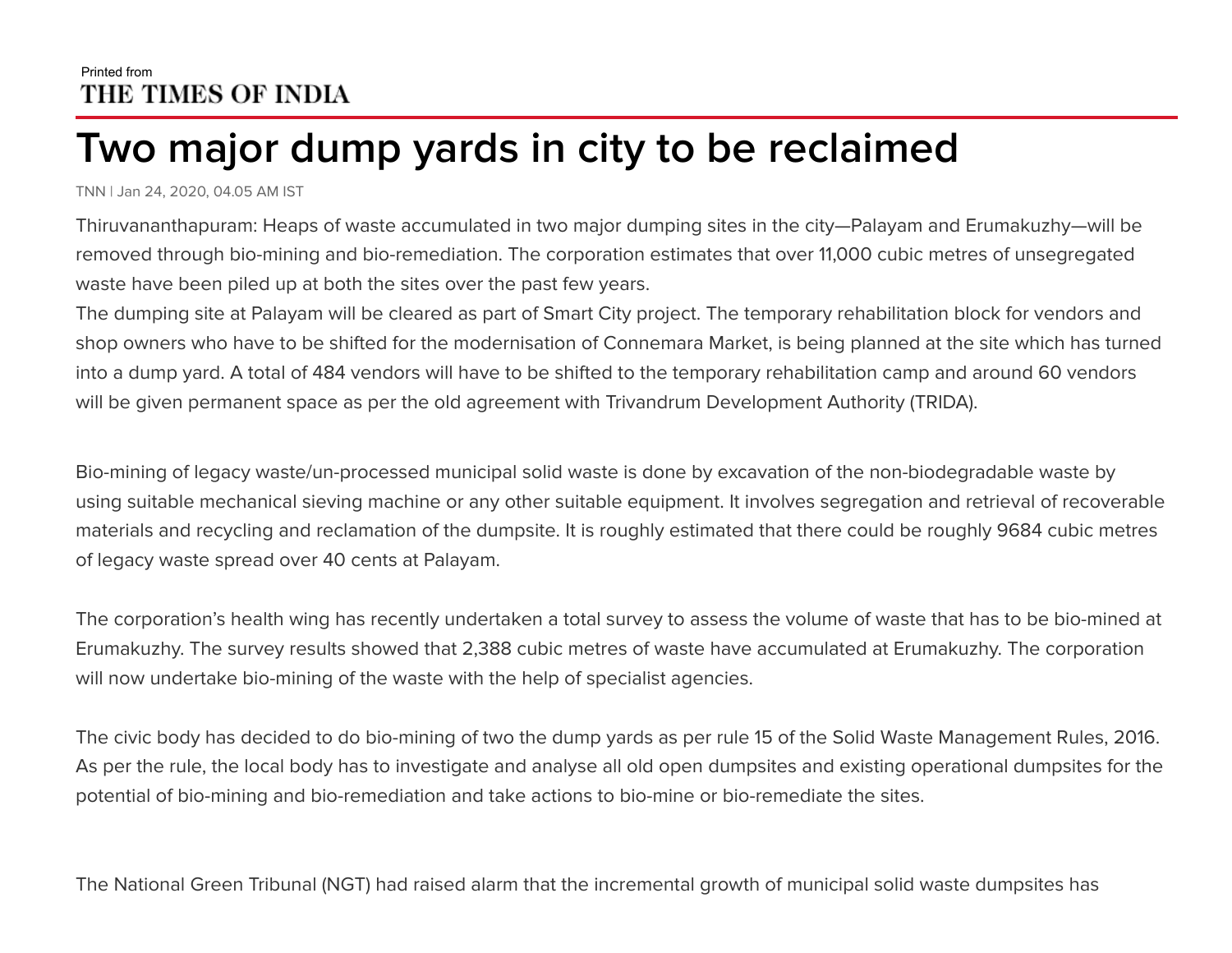Printed from
THE TIMES OF INDIA

# Two major dump yards in city to be reclaimed

TNN | Jan 24, 2020, 04.05 AM IST

Thiruvananthapuram: Heaps of waste accumulated in two major dumping sites in the city—Palayam and Erumakuzhy—will be removed through bio-mining and bio-remediation. The corporation estimates that over 11,000 cubic metres of unsegregated waste have been piled up at both the sites over the past few years.
The dumping site at Palayam will be cleared as part of Smart City project. The temporary rehabilitation block for vendors and shop owners who have to be shifted for the modernisation of Connemara Market, is being planned at the site which has turned into a dump yard. A total of 484 vendors will have to be shifted to the temporary rehabilitation camp and around 60 vendors will be given permanent space as per the old agreement with Trivandrum Development Authority (TRIDA).

Bio-mining of legacy waste/un-processed municipal solid waste is done by excavation of the non-biodegradable waste by using suitable mechanical sieving machine or any other suitable equipment. It involves segregation and retrieval of recoverable materials and recycling and reclamation of the dumpsite. It is roughly estimated that there could be roughly 9684 cubic metres of legacy waste spread over 40 cents at Palayam.

The corporation's health wing has recently undertaken a total survey to assess the volume of waste that has to be bio-mined at Erumakuzhy. The survey results showed that 2,388 cubic metres of waste have accumulated at Erumakuzhy. The corporation will now undertake bio-mining of the waste with the help of specialist agencies.

The civic body has decided to do bio-mining of two the dump yards as per rule 15 of the Solid Waste Management Rules, 2016. As per the rule, the local body has to investigate and analyse all old open dumpsites and existing operational dumpsites for the potential of bio-mining and bio-remediation and take actions to bio-mine or bio-remediate the sites.

The National Green Tribunal (NGT) had raised alarm that the incremental growth of municipal solid waste dumpsites has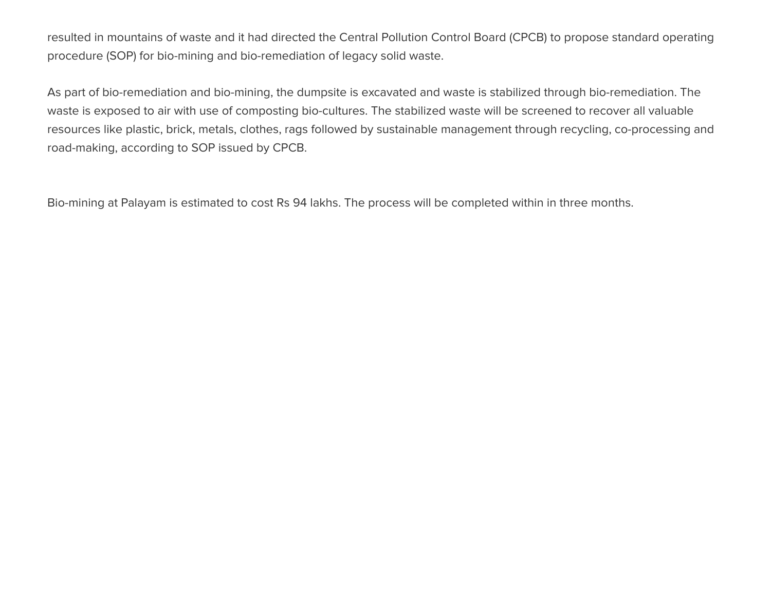resulted in mountains of waste and it had directed the Central Pollution Control Board (CPCB) to propose standard operating procedure (SOP) for bio-mining and bio-remediation of legacy solid waste.

As part of bio-remediation and bio-mining, the dumpsite is excavated and waste is stabilized through bio-remediation. The waste is exposed to air with use of composting bio-cultures. The stabilized waste will be screened to recover all valuable resources like plastic, brick, metals, clothes, rags followed by sustainable management through recycling, co-processing and road-making, according to SOP issued by CPCB.

Bio-mining at Palayam is estimated to cost Rs 94 lakhs. The process will be completed within in three months.